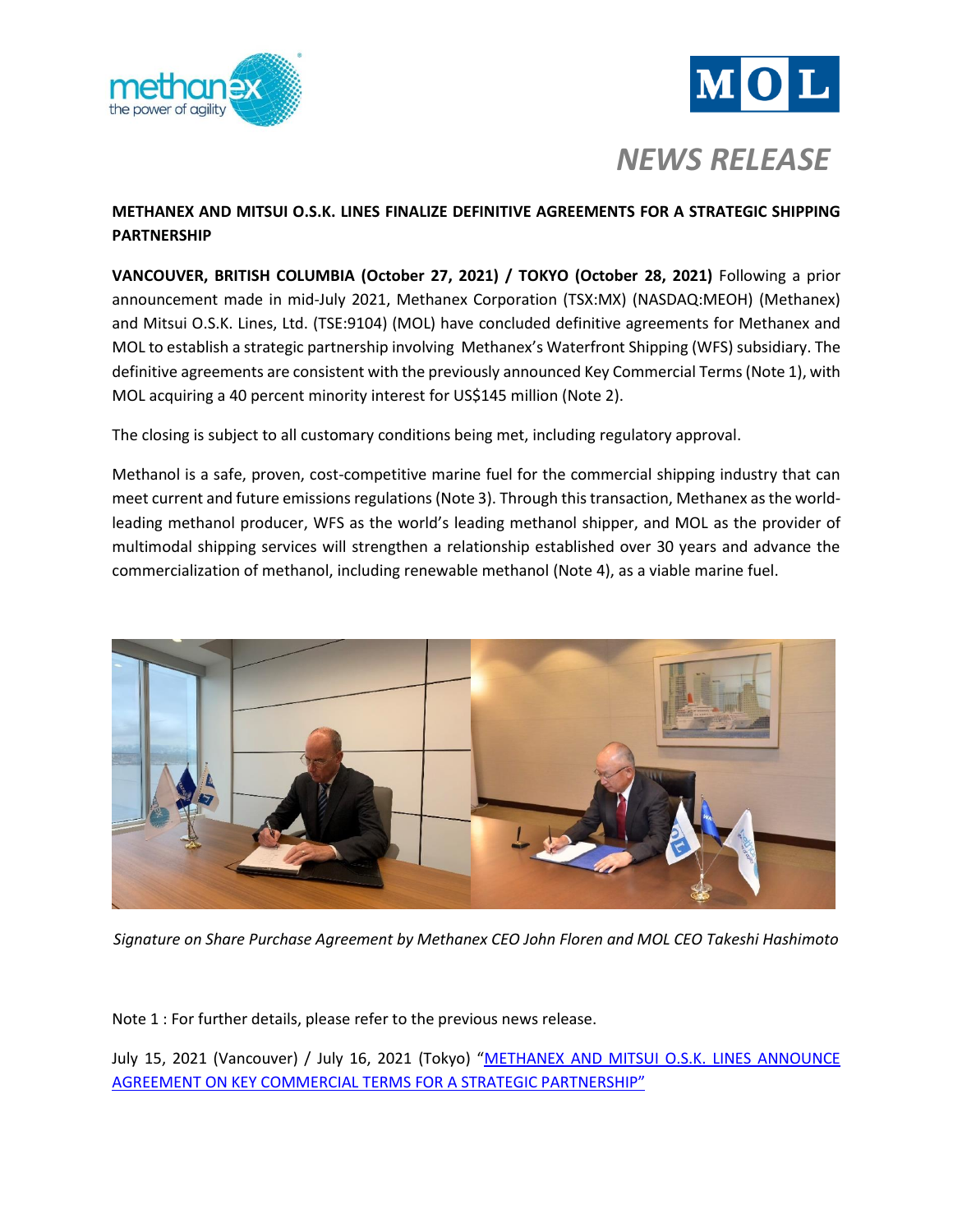# NEWS RELEASE

**METHANEX AND MITSUI O.S.K. LINES FINALIZE DEFINITIVE AGREEMENTS FOR A STRATEGIC SHIPPING PARTNERSHIP**

**VANCOUVER, BRITISH COLUMBIA (October 27, 2021) / TOKYO (October 28, 2021)** Following a prior announcement made in mid-July 2021, Methanex Corporation (TSX:MX) (NASDAQ:MEOH) (Methanex) and Mitsui O.S.K. Lines, Ltd. (TSE:9104) (MOL) have concluded definitive agreements for Methanex and MOL to establish a strategic partnership involving Methanex's Waterfront Shipping (WFS) subsidiary. The definitive agreements are consistent with the previously announced Key Commercial Terms (Note 1), with MOL acquiring a 40 percent minority interest for US$145 million (Note 2).

The closing is subject to all customary conditions being met, including regulatory approval.

Methanol is a safe, proven, cost-competitive marine fuel for the commercial shipping industry that can meet current and future emissions regulations (Note 3). Through this transaction, Methanex as the world-leading methanol producer, WFS as the world's leading methanol shipper, and MOL as the provider of multimodal shipping services will strengthen a relationship established over 30 years and advance the commercialization of methanol, including renewable methanol (Note 4), as a viable marine fuel.

*Signature on Share Purchase Agreement by Methanex CEO John Floren and MOL CEO Takeshi Hashimoto*

Note 1 : For further details, please refer to the previous news release.

July 15, 2021 (Vancouver) / July 16, 2021 (Tokyo) "METHANEX AND MITSUI O.S.K. LINES ANNOUNCE AGREEMENT ON KEY COMMERCIAL TERMS FOR A STRATEGIC PARTNERSHIP"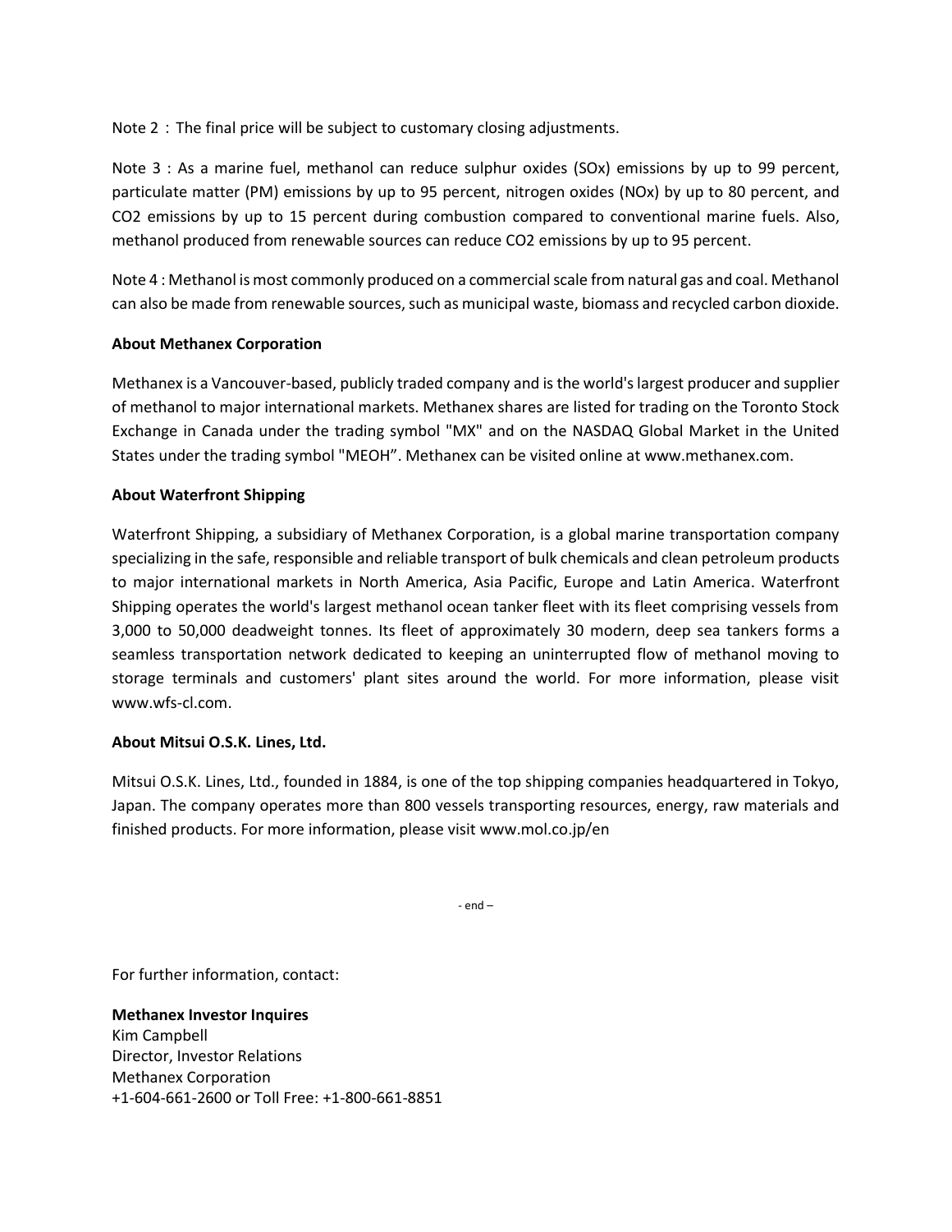Note 2 ：The final price will be subject to customary closing adjustments.

Note 3 : As a marine fuel, methanol can reduce sulphur oxides (SOx) emissions by up to 99 percent, particulate matter (PM) emissions by up to 95 percent, nitrogen oxides (NOx) by up to 80 percent, and CO2 emissions by up to 15 percent during combustion compared to conventional marine fuels. Also, methanol produced from renewable sources can reduce CO2 emissions by up to 95 percent.

Note 4 : Methanol is most commonly produced on a commercial scale from natural gas and coal. Methanol can also be made from renewable sources, such as municipal waste, biomass and recycled carbon dioxide.

**About Methanex Corporation**

Methanex is a Vancouver-based, publicly traded company and is the world's largest producer and supplier of methanol to major international markets. Methanex shares are listed for trading on the Toronto Stock Exchange in Canada under the trading symbol "MX" and on the NASDAQ Global Market in the United States under the trading symbol "MEOH". Methanex can be visited online at www.methanex.com.

**About Waterfront Shipping**

Waterfront Shipping, a subsidiary of Methanex Corporation, is a global marine transportation company specializing in the safe, responsible and reliable transport of bulk chemicals and clean petroleum products to major international markets in North America, Asia Pacific, Europe and Latin America. Waterfront Shipping operates the world's largest methanol ocean tanker fleet with its fleet comprising vessels from 3,000 to 50,000 deadweight tonnes. Its fleet of approximately 30 modern, deep sea tankers forms a seamless transportation network dedicated to keeping an uninterrupted flow of methanol moving to storage terminals and customers' plant sites around the world. For more information, please visit www.wfs-cl.com.

**About Mitsui O.S.K. Lines, Ltd.**

Mitsui O.S.K. Lines, Ltd., founded in 1884, is one of the top shipping companies headquartered in Tokyo, Japan. The company operates more than 800 vessels transporting resources, energy, raw materials and finished products. For more information, please visit www.mol.co.jp/en

- end –

For further information, contact:

**Methanex Investor Inquires**
Kim Campbell
Director, Investor Relations
Methanex Corporation
+1-604-661-2600 or Toll Free: +1-800-661-8851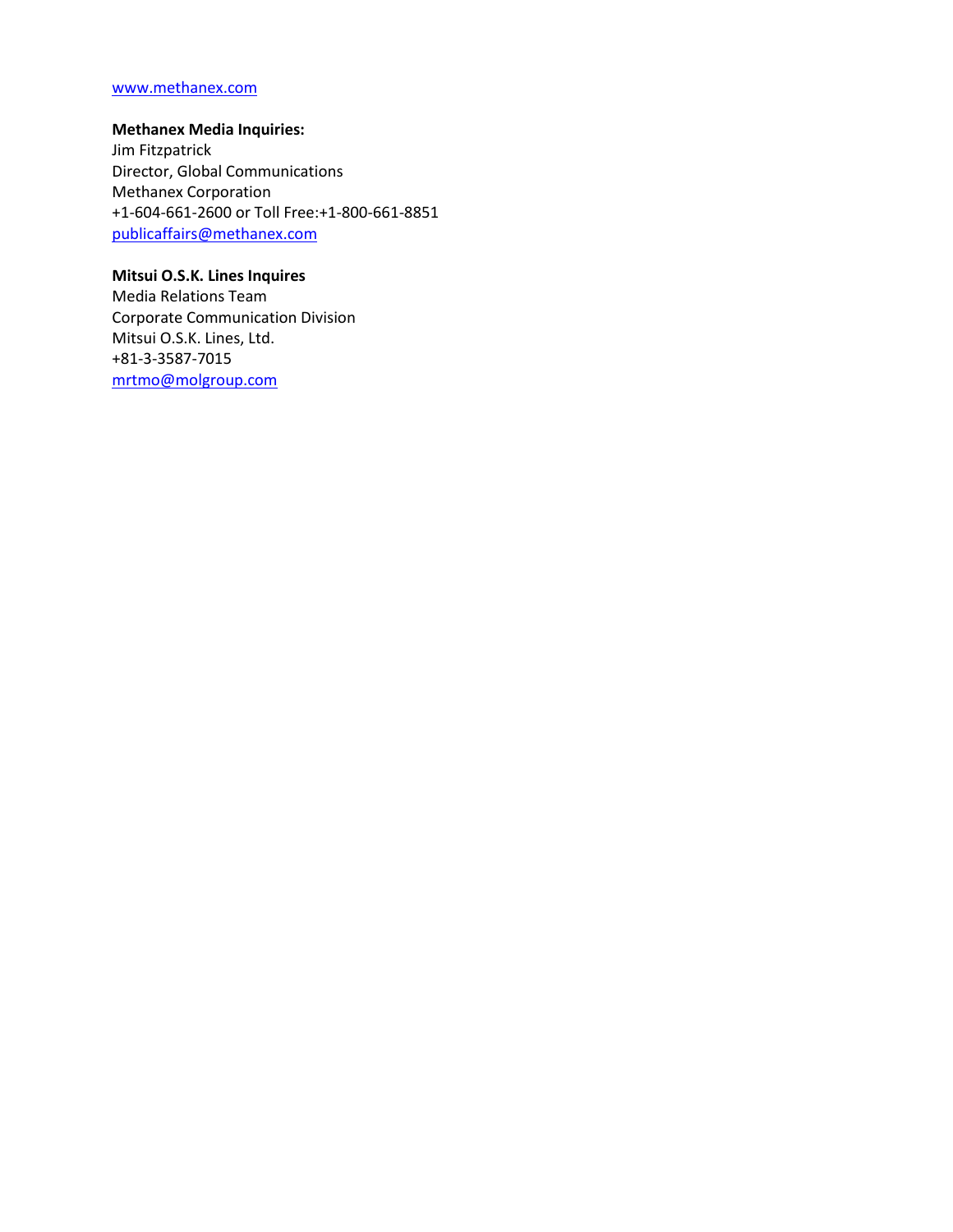www.methanex.com

**Methanex Media Inquiries:**
Jim Fitzpatrick
Director, Global Communications
Methanex Corporation
+1-604-661-2600 or Toll Free:+1-800-661-8851
publicaffairs@methanex.com

**Mitsui O.S.K. Lines Inquires**
Media Relations Team
Corporate Communication Division
Mitsui O.S.K. Lines, Ltd.
+81-3-3587-7015
mrtmo@molgroup.com